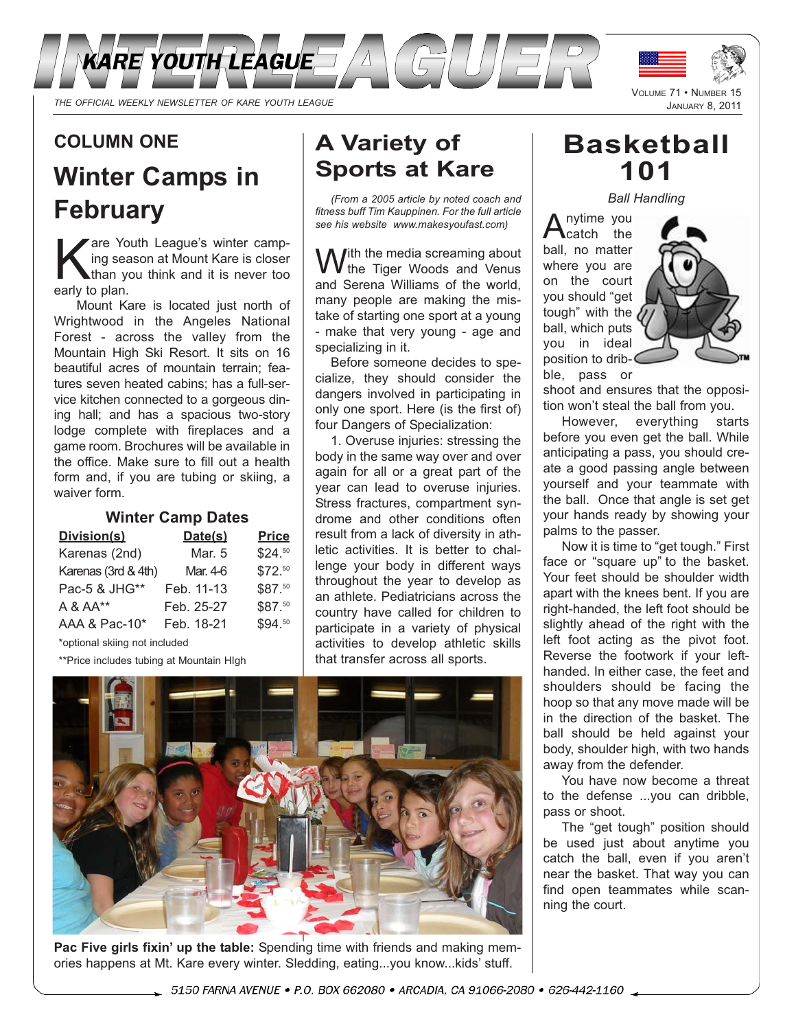# INTERLEAGUER

KARE YOUTH LEAGUE

THE OFFICIAL WEEKLY NEWSLETTER OF KARE YOUTH LEAGUE

Volume 71 • Number 15
January 8, 2011

## COLUMN ONE

## Winter Camps in February

Kare Youth League's winter camping season at Mount Kare is closer than you think and it is never too early to plan.

Mount Kare is located just north of Wrightwood in the Angeles National Forest - across the valley from the Mountain High Ski Resort. It sits on 16 beautiful acres of mountain terrain; features seven heated cabins; has a full-service kitchen connected to a gorgeous dining hall; and has a spacious two-story lodge complete with fireplaces and a game room. Brochures will be available in the office. Make sure to fill out a health form and, if you are tubing or skiing, a waiver form.

### Winter Camp Dates

| Division(s) | Date(s) | Price |
|---|---|---|
| Karenas (2nd) | Mar. 5 | $24.50 |
| Karenas (3rd & 4th) | Mar. 4-6 | $72.50 |
| Pac-5 & JHG** | Feb. 11-13 | $87.50 |
| A & AA** | Feb. 25-27 | $87.50 |
| AAA & Pac-10* | Feb. 18-21 | $94.50 |

*optional skiing not included

**Price includes tubing at Mountain HIgh

## A Variety of Sports at Kare

*(From a 2005 article by noted coach and fitness buff Tim Kauppinen. For the full article see his website www.makesyoufast.com)*

With the media screaming about the Tiger Woods and Venus and Serena Williams of the world, many people are making the mistake of starting one sport at a young - make that very young - age and specializing in it.

Before someone decides to specialize, they should consider the dangers involved in participating in only one sport. Here (is the first of) four Dangers of Specialization:

1. Overuse injuries: stressing the body in the same way over and over again for all or a great part of the year can lead to overuse injuries. Stress fractures, compartment syndrome and other conditions often result from a lack of diversity in athletic activities. It is better to challenge your body in different ways throughout the year to develop as an athlete. Pediatricians across the country have called for children to participate in a variety of physical activities to develop athletic skills that transfer across all sports.

**Pac Five girls fixin' up the table:** Spending time with friends and making memories happens at Mt. Kare every winter. Sledding, eating...you know...kids' stuff.

## Basketball 101

*Ball Handling*

Anytime you catch the ball, no matter where you are on the court you should "get tough" with the ball, which puts you in ideal position to dribble, pass or shoot and ensures that the opposition won't steal the ball from you.

However, everything starts before you even get the ball. While anticipating a pass, you should create a good passing angle between yourself and your teammate with the ball. Once that angle is set get your hands ready by showing your palms to the passer.

Now it is time to "get tough." First face or "square up" to the basket. Your feet should be shoulder width apart with the knees bent. If you are right-handed, the left foot should be slightly ahead of the right with the left foot acting as the pivot foot. Reverse the footwork if your left-handed. In either case, the feet and shoulders should be facing the hoop so that any move made will be in the direction of the basket. The ball should be held against your body, shoulder high, with two hands away from the defender.

You have now become a threat to the defense ...you can dribble, pass or shoot.

The "get tough" position should be used just about anytime you catch the ball, even if you aren't near the basket. That way you can find open teammates while scanning the court.

5150 FARNA AVENUE • P.O. BOX 662080 • ARCADIA, CA 91066-2080 • 626-442-1160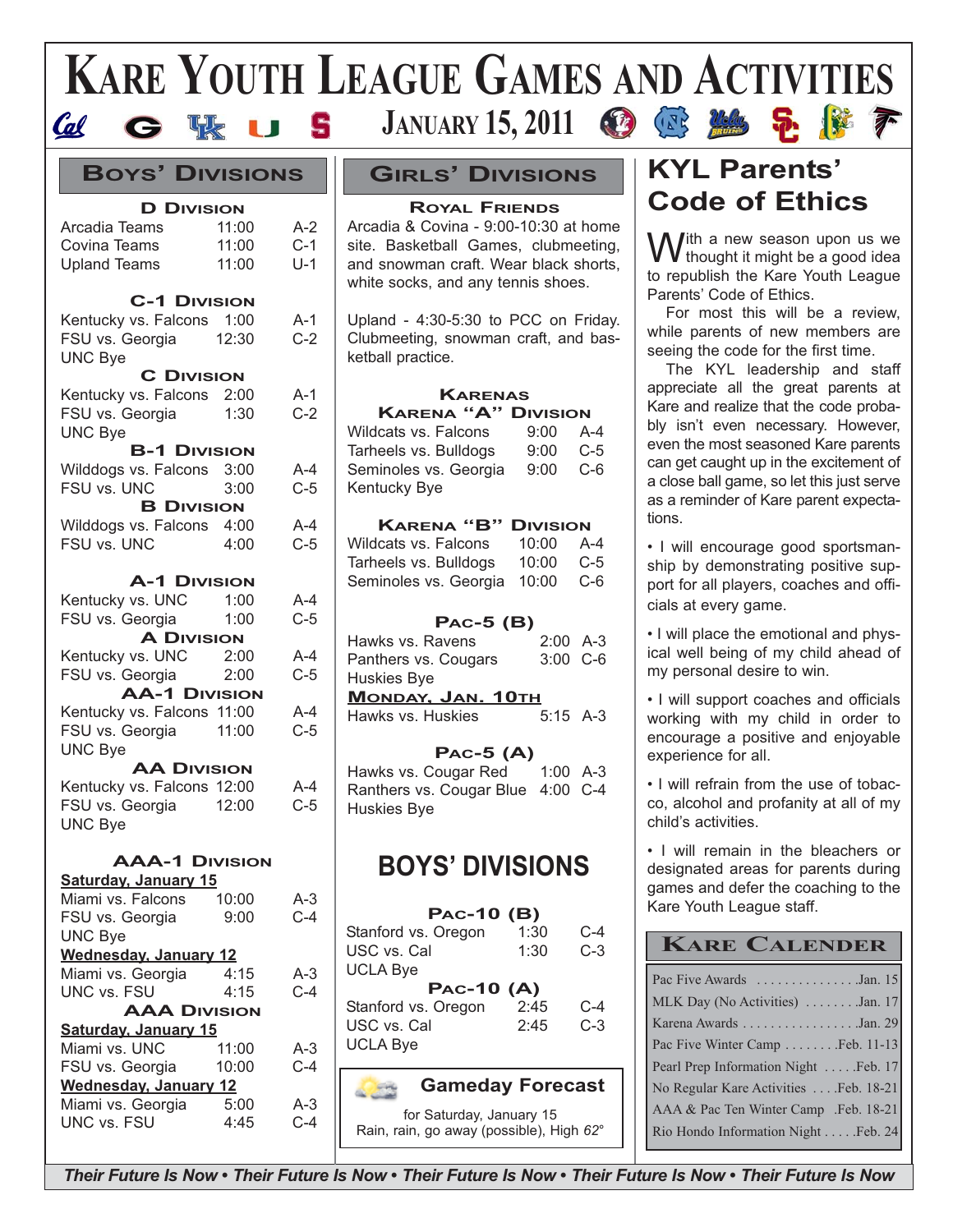# Kare Youth League Games and Activities

## January 15, 2011

## Boys' Divisions

### D Division

| | | |
|---|---|---|
| Arcadia Teams | 11:00 | A-2 |
| Covina Teams | 11:00 | C-1 |
| Upland Teams | 11:00 | U-1 |

### C-1 Division

| | | |
|---|---|---|
| Kentucky vs. Falcons | 1:00 | A-1 |
| FSU vs. Georgia | 12:30 | C-2 |
| UNC Bye | | |

### C Division

| | | |
|---|---|---|
| Kentucky vs. Falcons | 2:00 | A-1 |
| FSU vs. Georgia | 1:30 | C-2 |
| UNC Bye | | |

### B-1 Division

| | | |
|---|---|---|
| Wilddogs vs. Falcons | 3:00 | A-4 |
| FSU vs. UNC | 3:00 | C-5 |

### B Division

| | | |
|---|---|---|
| Wilddogs vs. Falcons | 4:00 | A-4 |
| FSU vs. UNC | 4:00 | C-5 |

### A-1 Division

| | | |
|---|---|---|
| Kentucky vs. UNC | 1:00 | A-4 |
| FSU vs. Georgia | 1:00 | C-5 |

### A Division

| | | |
|---|---|---|
| Kentucky vs. UNC | 2:00 | A-4 |
| FSU vs. Georgia | 2:00 | C-5 |

### AA-1 Division

| | | |
|---|---|---|
| Kentucky vs. Falcons | 11:00 | A-4 |
| FSU vs. Georgia | 11:00 | C-5 |
| UNC Bye | | |

### AA Division

| | | |
|---|---|---|
| Kentucky vs. Falcons | 12:00 | A-4 |
| FSU vs. Georgia | 12:00 | C-5 |
| UNC Bye | | |

### AAA-1 Division

**Saturday, January 15**

| | | |
|---|---|---|
| Miami vs. Falcons | 10:00 | A-3 |
| FSU vs. Georgia | 9:00 | C-4 |
| UNC Bye | | |

**Wednesday, January 12**

| | | |
|---|---|---|
| Miami vs. Georgia | 4:15 | A-3 |
| UNC vs. FSU | 4:15 | C-4 |

### AAA Division

**Saturday, January 15**

| | | |
|---|---|---|
| Miami vs. UNC | 11:00 | A-3 |
| FSU vs. Georgia | 10:00 | C-4 |

**Wednesday, January 12**

| | | |
|---|---|---|
| Miami vs. Georgia | 5:00 | A-3 |
| UNC vs. FSU | 4:45 | C-4 |

## Girls' Divisions

### Royal Friends

Arcadia & Covina - 9:00-10:30 at home site. Basketball Games, clubmeeting, and snowman craft. Wear black shorts, white socks, and any tennis shoes.

Upland - 4:30-5:30 to PCC on Friday. Clubmeeting, snowman craft, and basketball practice.

### Karenas

### Karena "A" Division

| | | |
|---|---|---|
| Wildcats vs. Falcons | 9:00 | A-4 |
| Tarheels vs. Bulldogs | 9:00 | C-5 |
| Seminoles vs. Georgia | 9:00 | C-6 |
| Kentucky Bye | | |

### Karena "B" Division

| | | |
|---|---|---|
| Wildcats vs. Falcons | 10:00 | A-4 |
| Tarheels vs. Bulldogs | 10:00 | C-5 |
| Seminoles vs. Georgia | 10:00 | C-6 |

### Pac-5 (B)

| | | |
|---|---|---|
| Hawks vs. Ravens | 2:00 | A-3 |
| Panthers vs. Cougars | 3:00 | C-6 |
| Huskies Bye | | |

**Monday, Jan. 10th**

| | | |
|---|---|---|
| Hawks vs. Huskies | 5:15 | A-3 |

### Pac-5 (A)

| | | |
|---|---|---|
| Hawks vs. Cougar Red | 1:00 | A-3 |
| Ranthers vs. Cougar Blue | 4:00 | C-4 |
| Huskies Bye | | |

## Boys' Divisions

### Pac-10 (B)

| | | |
|---|---|---|
| Stanford vs. Oregon | 1:30 | C-4 |
| USC vs. Cal | 1:30 | C-3 |
| UCLA Bye | | |

### Pac-10 (A)

| | | |
|---|---|---|
| Stanford vs. Oregon | 2:45 | C-4 |
| USC vs. Cal | 2:45 | C-3 |
| UCLA Bye | | |

### Gameday Forecast

for Saturday, January 15
Rain, rain, go away (possible), High *62°*

## KYL Parents' Code of Ethics

With a new season upon us we thought it might be a good idea to republish the Kare Youth League Parents' Code of Ethics.

For most this will be a review, while parents of new members are seeing the code for the first time.

The KYL leadership and staff appreciate all the great parents at Kare and realize that the code probably isn't even necessary. However, even the most seasoned Kare parents can get caught up in the excitement of a close ball game, so let this just serve as a reminder of Kare parent expectations.

- I will encourage good sportsmanship by demonstrating positive support for all players, coaches and officials at every game.
- I will place the emotional and physical well being of my child ahead of my personal desire to win.
- I will support coaches and officials working with my child in order to encourage a positive and enjoyable experience for all.
- I will refrain from the use of tobacco, alcohol and profanity at all of my child's activities.
- I will remain in the bleachers or designated areas for parents during games and defer the coaching to the Kare Youth League staff.

## Kare Calender

| | |
|---|---|
| Pac Five Awards | Jan. 15 |
| MLK Day (No Activities) | Jan. 17 |
| Karena Awards | Jan. 29 |
| Pac Five Winter Camp | Feb. 11-13 |
| Pearl Prep Information Night | Feb. 17 |
| No Regular Kare Activities | Feb. 18-21 |
| AAA & Pac Ten Winter Camp | Feb. 18-21 |
| Rio Hondo Information Night | Feb. 24 |

***Their Future Is Now • Their Future Is Now • Their Future Is Now • Their Future Is Now • Their Future Is Now***